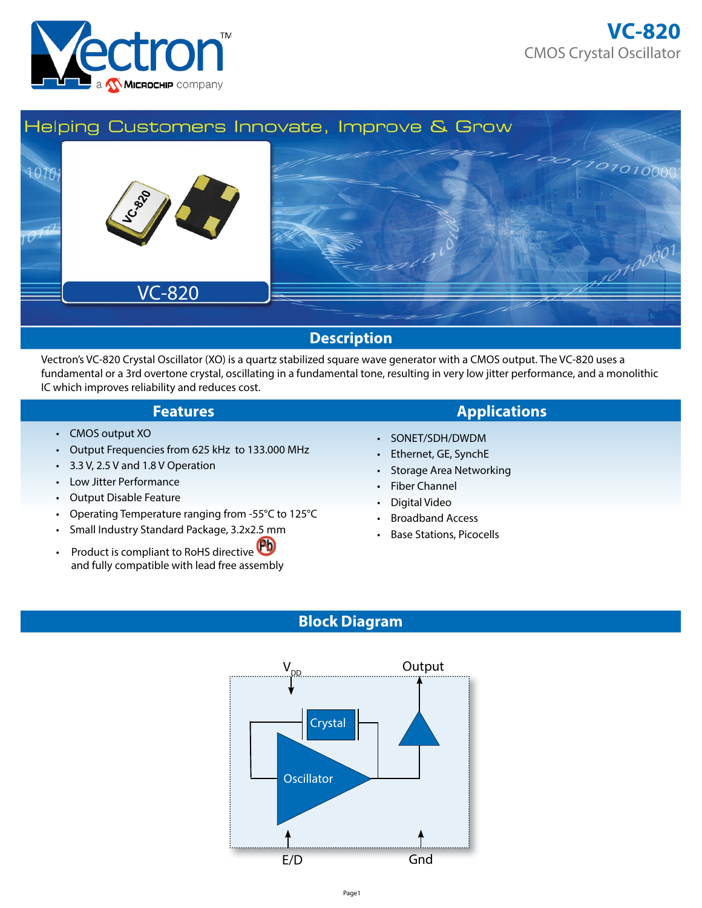# VC-820

CMOS Crystal Oscillator

Helping Customers Innovate, Improve & Grow

VC-820

## Description

Vectron's VC-820 Crystal Oscillator (XO) is a quartz stabilized square wave generator with a CMOS output. The VC-820 uses a fundamental or a 3rd overtone crystal, oscillating in a fundamental tone, resulting in very low jitter performance, and a monolithic IC which improves reliability and reduces cost.

## Features

- CMOS output XO
- Output Frequencies from 625 kHz to 133.000 MHz
- 3.3 V, 2.5 V and 1.8 V Operation
- Low Jitter Performance
- Output Disable Feature
- Operating Temperature ranging from -55°C to 125°C
- Small Industry Standard Package, 3.2x2.5 mm
- Product is compliant to RoHS directive and fully compatible with lead free assembly

## Applications

- SONET/SDH/DWDM
- Ethernet, GE, SynchE
- Storage Area Networking
- Fiber Channel
- Digital Video
- Broadband Access
- Base Stations, Picocells

## Block Diagram

$V_{DD}$, Output, Crystal, Oscillator, E/D, Gnd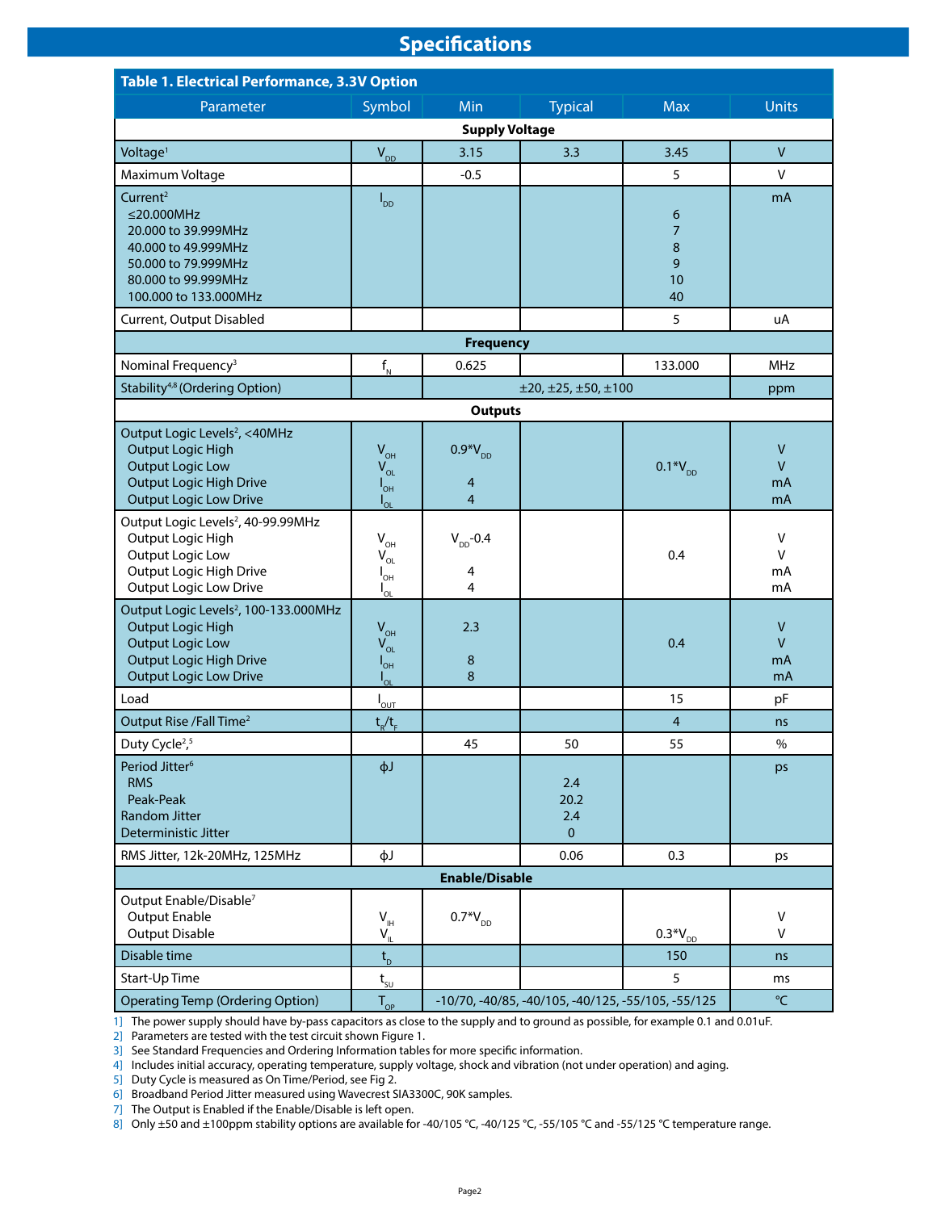# Specifications

**Table 1. Electrical Performance, 3.3V Option**

| Parameter | Symbol | Min | Typical | Max | Units |
|---|---|---|---|---|---|
| **Supply Voltage** | | | | | |
| Voltage[1] | $V_{DD}$ | 3.15 | 3.3 | 3.45 | V |
| Maximum Voltage | | -0.5 | | 5 | V |
| Current[2]<br>≤20.000MHz<br>20.000 to 39.999MHz<br>40.000 to 49.999MHz<br>50.000 to 79.999MHz<br>80.000 to 99.999MHz<br>100.000 to 133.000MHz | $I_{DD}$ | | | <br>6<br>7<br>8<br>9<br>10<br>40 | mA |
| Current, Output Disabled | | | | 5 | uA |
| **Frequency** | | | | | |
| Nominal Frequency[3] | $f_N$ | 0.625 | | 133.000 | MHz |
| Stability[4,8] (Ordering Option) | | ±20, ±25, ±50, ±100 | | | ppm |
| **Outputs** | | | | | |
| Output Logic Levels[2], <40MHz<br>Output Logic High<br>Output Logic Low<br>Output Logic High Drive<br>Output Logic Low Drive | <br>$V_{OH}$<br>$V_{OL}$<br>$I_{OH}$<br>$I_{OL}$ | <br>$0.9*V_{DD}$<br><br>4<br>4 | | <br><br>$0.1*V_{DD}$<br><br> | <br>V<br>V<br>mA<br>mA |
| Output Logic Levels[2], 40-99.99MHz<br>Output Logic High<br>Output Logic Low<br>Output Logic High Drive<br>Output Logic Low Drive | <br>$V_{OH}$<br>$V_{OL}$<br>$I_{OH}$<br>$I_{OL}$ | <br>$V_{DD}$-0.4<br><br>4<br>4 | | <br><br>0.4<br><br> | <br>V<br>V<br>mA<br>mA |
| Output Logic Levels[2], 100-133.000MHz<br>Output Logic High<br>Output Logic Low<br>Output Logic High Drive<br>Output Logic Low Drive | <br>$V_{OH}$<br>$V_{OL}$<br>$I_{OH}$<br>$I_{OL}$ | <br>2.3<br><br>8<br>8 | | <br><br>0.4<br><br> | <br>V<br>V<br>mA<br>mA |
| Load | $I_{OUT}$ | | | 15 | pF |
| Output Rise /Fall Time[2] | $t_R/t_F$ | | | 4 | ns |
| Duty Cycle[2,5] | | 45 | 50 | 55 | % |
| Period Jitter[6]<br>RMS<br>Peak-Peak<br>Random Jitter<br>Deterministic Jitter | ϕJ | | <br>2.4<br>20.2<br>2.4<br>0 | | ps |
| RMS Jitter, 12k-20MHz, 125MHz | ϕJ | | 0.06 | 0.3 | ps |
| **Enable/Disable** | | | | | |
| Output Enable/Disable[7]<br>Output Enable<br>Output Disable | <br>$V_{IH}$<br>$V_{IL}$ | <br>$0.7*V_{DD}$<br> | | <br><br>$0.3*V_{DD}$ | <br>V<br>V |
| Disable time | $t_D$ | | | 150 | ns |
| Start-Up Time | $t_{SU}$ | | | 5 | ms |
| Operating Temp (Ordering Option) | $T_{OP}$ | -10/70, -40/85, -40/105, -40/125, -55/105, -55/125 | | | °C |

1] The power supply should have by-pass capacitors as close to the supply and to ground as possible, for example 0.1 and 0.01uF.
2] Parameters are tested with the test circuit shown Figure 1.
3] See Standard Frequencies and Ordering Information tables for more specific information.
4] Includes initial accuracy, operating temperature, supply voltage, shock and vibration (not under operation) and aging.
5] Duty Cycle is measured as On Time/Period, see Fig 2.
6] Broadband Period Jitter measured using Wavecrest SIA3300C, 90K samples.
7] The Output is Enabled if the Enable/Disable is left open.
8] Only ±50 and ±100ppm stability options are available for -40/105 °C, -40/125 °C, -55/105 °C and -55/125 °C temperature range.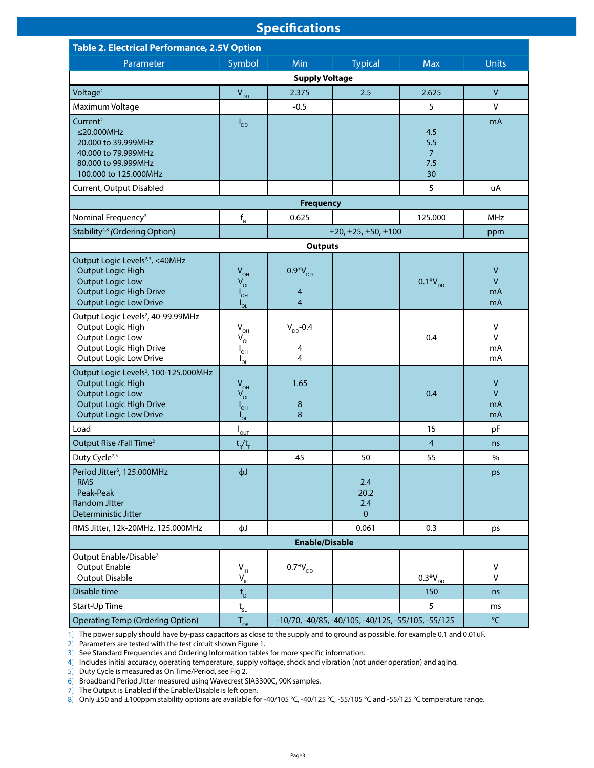# Specifications

**Table 2. Electrical Performance, 2.5V Option**

| Parameter | Symbol | Min | Typical | Max | Units |
|---|---|---|---|---|---|
| **Supply Voltage** | | | | | |
| Voltage[1] | $V_{DD}$ | 2.375 | 2.5 | 2.625 | V |
| Maximum Voltage | | -0.5 | | 5 | V |
| Current[2]<br>≤20.000MHz<br>20.000 to 39.999MHz<br>40.000 to 79.999MHz<br>80.000 to 99.999MHz<br>100.000 to 125.000MHz | $I_{DD}$ | | | <br>4.5<br>5.5<br>7<br>7.5<br>30 | mA |
| Current, Output Disabled | | | | 5 | uA |
| **Frequency** | | | | | |
| Nominal Frequency[3] | $f_N$ | 0.625 | | 125.000 | MHz |
| Stability[4,8] *(Ordering Option)* | | ±20, ±25, ±50, ±100 | | | ppm |
| **Outputs** | | | | | |
| Output Logic Levels[2,3], <40MHz<br>Output Logic High<br>Output Logic Low<br>Output Logic High Drive<br>Output Logic Low Drive | <br>$V_{OH}$<br>$V_{OL}$<br>$I_{OH}$<br>$I_{OL}$ | <br>$0.9*V_{DD}$<br><br>4<br>4 | | <br><br>$0.1*V_{DD}$ | <br>V<br>V<br>mA<br>mA |
| Output Logic Levels[2], 40-99.99MHz<br>Output Logic High<br>Output Logic Low<br>Output Logic High Drive<br>Output Logic Low Drive | <br>$V_{OH}$<br>$V_{OL}$<br>$I_{OH}$<br>$I_{OL}$ | <br>$V_{DD}$-0.4<br><br>4<br>4 | | <br><br>0.4 | <br>V<br>V<br>mA<br>mA |
| Output Logic Levels[2], 100-125.000MHz<br>Output Logic High<br>Output Logic Low<br>Output Logic High Drive<br>Output Logic Low Drive | <br>$V_{OH}$<br>$V_{OL}$<br>$I_{OH}$<br>$I_{OL}$ | <br>1.65<br><br>8<br>8 | | <br><br>0.4 | <br>V<br>V<br>mA<br>mA |
| Load | $I_{OUT}$ | | | 15 | pF |
| Output Rise /Fall Time[2] | $t_R/t_F$ | | | 4 | ns |
| Duty Cycle[2,5] | | 45 | 50 | 55 | % |
| Period Jitter[6], 125.000MHz<br>RMS<br>Peak-Peak<br>Random Jitter<br>Deterministic Jitter | ϕJ | | <br>2.4<br>20.2<br>2.4<br>0 | | ps |
| RMS Jitter, 12k-20MHz, 125.000MHz | ϕJ | | 0.061 | 0.3 | ps |
| **Enable/Disable** | | | | | |
| Output Enable/Disable[7]<br>Output Enable<br>Output Disable | <br>$V_{IH}$<br>$V_{IL}$ | <br>$0.7*V_{DD}$ | | <br><br>$0.3*V_{DD}$ | <br>V<br>V |
| Disable time | $t_D$ | | | 150 | ns |
| Start-Up Time | $t_{SU}$ | | | 5 | ms |
| Operating Temp (Ordering Option) | $T_{OP}$ | -10/70, -40/85, -40/105, -40/125, -55/105, -55/125 | | | °C |

1] The power supply should have by-pass capacitors as close to the supply and to ground as possible, for example 0.1 and 0.01uF.
2] Parameters are tested with the test circuit shown Figure 1.
3] See Standard Frequencies and Ordering Information tables for more specific information.
4] Includes initial accuracy, operating temperature, supply voltage, shock and vibration (not under operation) and aging.
5] Duty Cycle is measured as On Time/Period, see Fig 2.
6] Broadband Period Jitter measured using Wavecrest SIA3300C, 90K samples.
7] The Output is Enabled if the Enable/Disable is left open.
8] Only ±50 and ±100ppm stability options are available for -40/105 °C, -40/125 °C, -55/105 °C and -55/125 °C temperature range.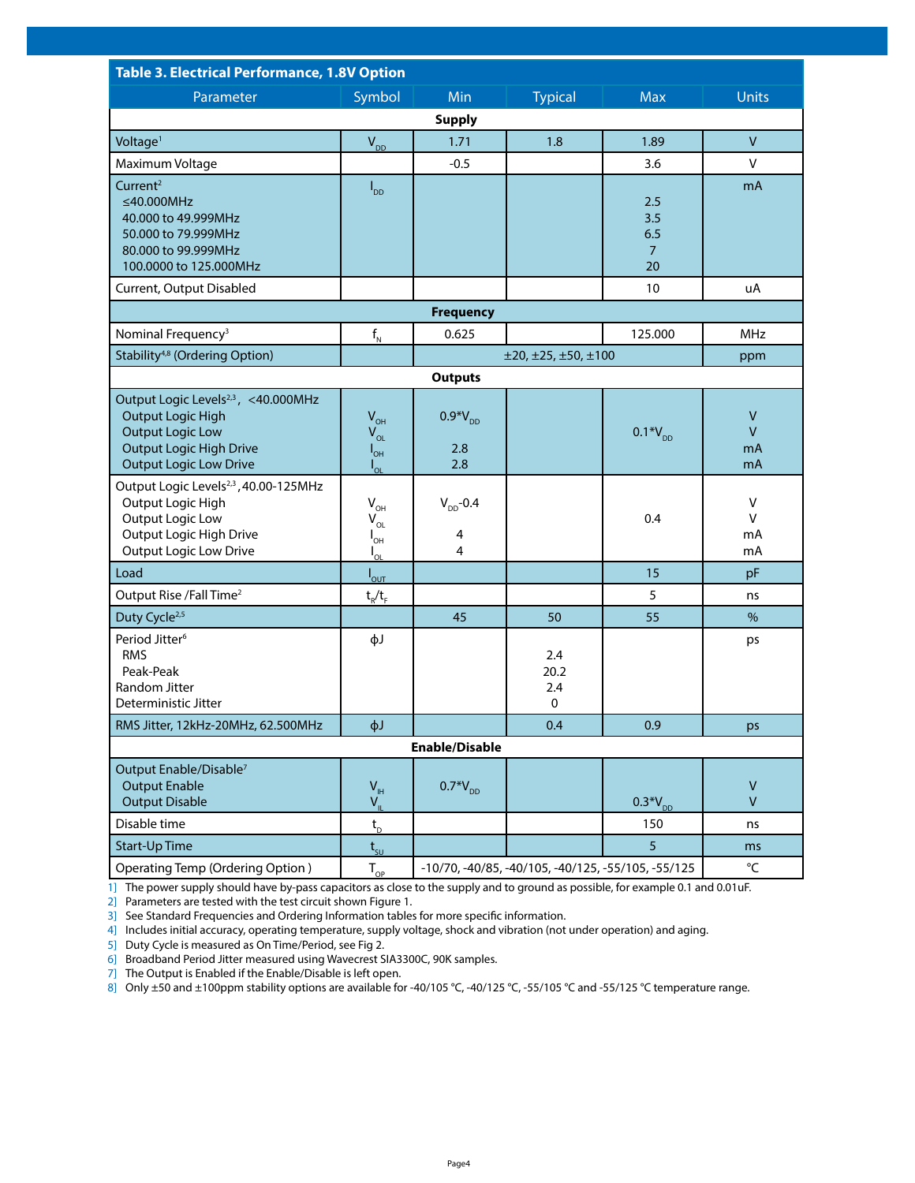**Table 3. Electrical Performance, 1.8V Option**

| Parameter | Symbol | Min | Typical | Max | Units |
|---|---|---|---|---|---|
| **Supply** | | | | | |
| Voltage[1] | $V_{DD}$ | 1.71 | 1.8 | 1.89 | V |
| Maximum Voltage | | -0.5 | | 3.6 | V |
| Current[2]<br>≤40.000MHz<br>40.000 to 49.999MHz<br>50.000 to 79.999MHz<br>80.000 to 99.999MHz<br>100.0000 to 125.000MHz | $I_{DD}$ | | | <br>2.5<br>3.5<br>6.5<br>7<br>20 | mA |
| Current, Output Disabled | | | | 10 | uA |
| **Frequency** | | | | | |
| Nominal Frequency[3] | $f_N$ | 0.625 | | 125.000 | MHz |
| Stability[4,8] (Ordering Option) | | ±20, ±25, ±50, ±100 | | | ppm |
| **Outputs** | | | | | |
| Output Logic Levels[2,3], <40.000MHz<br>Output Logic High<br>Output Logic Low<br>Output Logic High Drive<br>Output Logic Low Drive | <br>$V_{OH}$<br>$V_{OL}$<br>$I_{OH}$<br>$I_{OL}$ | <br>$0.9{*}V_{DD}$<br><br>2.8<br>2.8 | | <br><br>$0.1{*}V_{DD}$<br><br> | <br>V<br>V<br>mA<br>mA |
| Output Logic Levels[2,3], 40.00-125MHz<br>Output Logic High<br>Output Logic Low<br>Output Logic High Drive<br>Output Logic Low Drive | <br>$V_{OH}$<br>$V_{OL}$<br>$I_{OH}$<br>$I_{OL}$ | <br>$V_{DD}$-0.4<br><br>4<br>4 | | <br><br>0.4<br><br> | <br>V<br>V<br>mA<br>mA |
| Load | $I_{OUT}$ | | | 15 | pF |
| Output Rise /Fall Time[2] | $t_R/t_F$ | | | 5 | ns |
| Duty Cycle[2,5] | | 45 | 50 | 55 | % |
| Period Jitter[6]<br>RMS<br>Peak-Peak<br>Random Jitter<br>Deterministic Jitter | ϕJ | | <br>2.4<br>20.2<br>2.4<br>0 | | ps |
| RMS Jitter, 12kHz-20MHz, 62.500MHz | ϕJ | | 0.4 | 0.9 | ps |
| **Enable/Disable** | | | | | |
| Output Enable/Disable[7]<br>Output Enable<br>Output Disable | <br>$V_{IH}$<br>$V_{IL}$ | <br>$0.7{*}V_{DD}$<br> | | <br><br>$0.3{*}V_{DD}$ | <br>V<br>V |
| Disable time | $t_D$ | | | 150 | ns |
| Start-Up Time | $t_{SU}$ | | | 5 | ms |
| Operating Temp (Ordering Option ) | $T_{OP}$ | -10/70, -40/85, -40/105, -40/125, -55/105, -55/125 | | | °C |

1] The power supply should have by-pass capacitors as close to the supply and to ground as possible, for example 0.1 and 0.01uF.
2] Parameters are tested with the test circuit shown Figure 1.
3] See Standard Frequencies and Ordering Information tables for more specific information.
4] Includes initial accuracy, operating temperature, supply voltage, shock and vibration (not under operation) and aging.
5] Duty Cycle is measured as On Time/Period, see Fig 2.
6] Broadband Period Jitter measured using Wavecrest SIA3300C, 90K samples.
7] The Output is Enabled if the Enable/Disable is left open.
8] Only ±50 and ±100ppm stability options are available for -40/105 °C, -40/125 °C, -55/105 °C and -55/125 °C temperature range.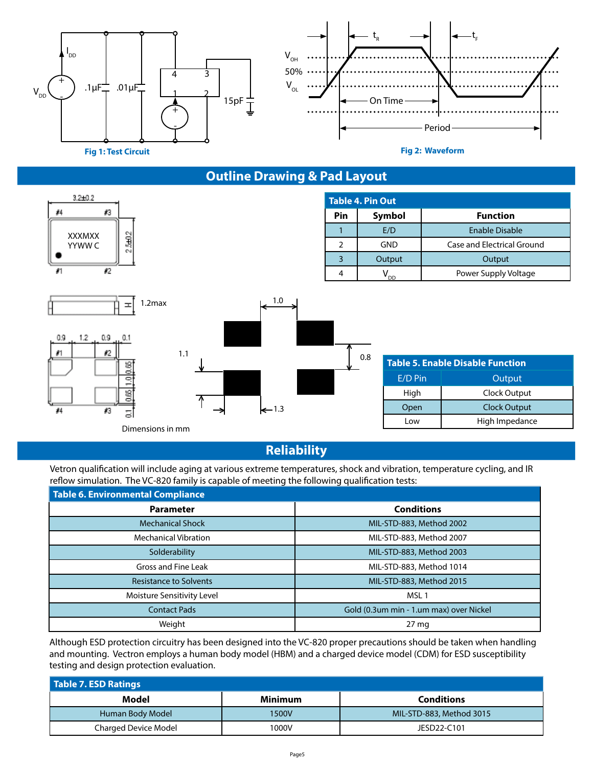Fig 1: Test Circuit

Fig 2: Waveform

## Outline Drawing & Pad Layout

Dimensions in mm

**Table 4. Pin Out**

| Pin | Symbol | Function |
|---|---|---|
| 1 | E/D | Enable Disable |
| 2 | GND | Case and Electrical Ground |
| 3 | Output | Output |
| 4 | $V_{DD}$ | Power Supply Voltage |

**Table 5. Enable Disable Function**

| E/D Pin | Output |
|---|---|
| High | Clock Output |
| Open | Clock Output |
| Low | High Impedance |

## Reliability

Vetron qualification will include aging at various extreme temperatures, shock and vibration, temperature cycling, and IR reflow simulation. The VC-820 family is capable of meeting the following qualification tests:

**Table 6. Environmental Compliance**

| Parameter | Conditions |
|---|---|
| Mechanical Shock | MIL-STD-883, Method 2002 |
| Mechanical Vibration | MIL-STD-883, Method 2007 |
| Solderability | MIL-STD-883, Method 2003 |
| Gross and Fine Leak | MIL-STD-883, Method 1014 |
| Resistance to Solvents | MIL-STD-883, Method 2015 |
| Moisture Sensitivity Level | MSL 1 |
| Contact Pads | Gold (0.3um min - 1.um max) over Nickel |
| Weight | 27 mg |

Although ESD protection circuitry has been designed into the VC-820 proper precautions should be taken when handling and mounting. Vectron employs a human body model (HBM) and a charged device model (CDM) for ESD susceptibility testing and design protection evaluation.

**Table 7. ESD Ratings**

| Model | Minimum | Conditions |
|---|---|---|
| Human Body Model | 1500V | MIL-STD-883, Method 3015 |
| Charged Device Model | 1000V | JESD22-C101 |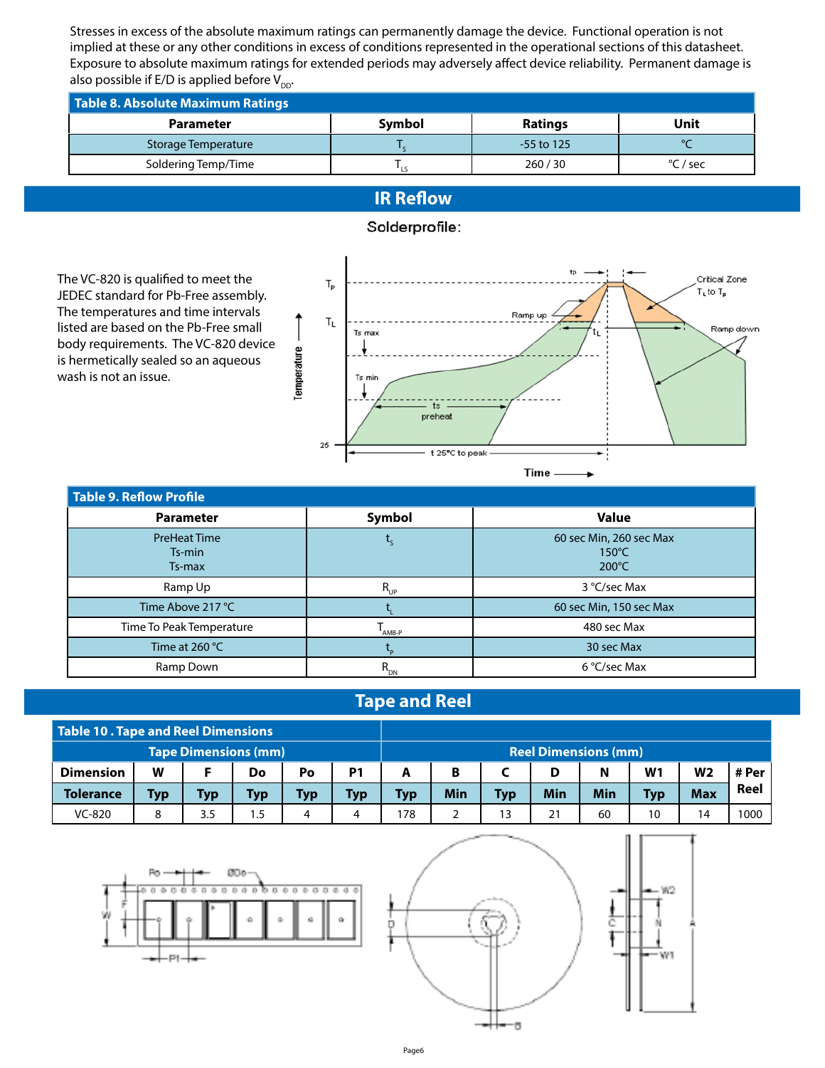Stresses in excess of the absolute maximum ratings can permanently damage the device. Functional operation is not implied at these or any other conditions in excess of conditions represented in the operational sections of this datasheet. Exposure to absolute maximum ratings for extended periods may adversely affect device reliability. Permanent damage is also possible if E/D is applied before $V_{DD}$.

**Table 8. Absolute Maximum Ratings**

| Parameter | Symbol | Ratings | Unit |
|---|---|---|---|
| Storage Temperature | $T_S$ | -55 to 125 | °C |
| Soldering Temp/Time | $T_{LS}$ | 260 / 30 | °C / sec |

## IR Reflow

Solderprofile:

The VC-820 is qualified to meet the JEDEC standard for Pb-Free assembly. The temperatures and time intervals listed are based on the Pb-Free small body requirements. The VC-820 device is hermetically sealed so an aqueous wash is not an issue.

**Table 9. Reflow Profile**

| Parameter | Symbol | Value |
|---|---|---|
| PreHeat Time<br>Ts-min<br>Ts-max | $t_S$ | 60 sec Min, 260 sec Max<br>150°C<br>200°C |
| Ramp Up | $R_{UP}$ | 3 °C/sec Max |
| Time Above 217 °C | $t_L$ | 60 sec Min, 150 sec Max |
| Time To Peak Temperature | $T_{AMB-P}$ | 480 sec Max |
| Time at 260 °C | $t_P$ | 30 sec Max |
| Ramp Down | $R_{DN}$ | 6 °C/sec Max |

## Tape and Reel

**Table 10 . Tape and Reel Dimensions**

| | Tape Dimensions (mm) | | | | | Reel Dimensions (mm) | | | | | | | |
|---|---|---|---|---|---|---|---|---|---|---|---|---|---|
| Dimension | W | F | Do | Po | P1 | A | B | C | D | N | W1 | W2 | # Per Reel |
| Tolerance | Typ | Typ | Typ | Typ | Typ | Typ | Min | Typ | Min | Min | Typ | Max | |
| VC-820 | 8 | 3.5 | 1.5 | 4 | 4 | 178 | 2 | 13 | 21 | 60 | 10 | 14 | 1000 |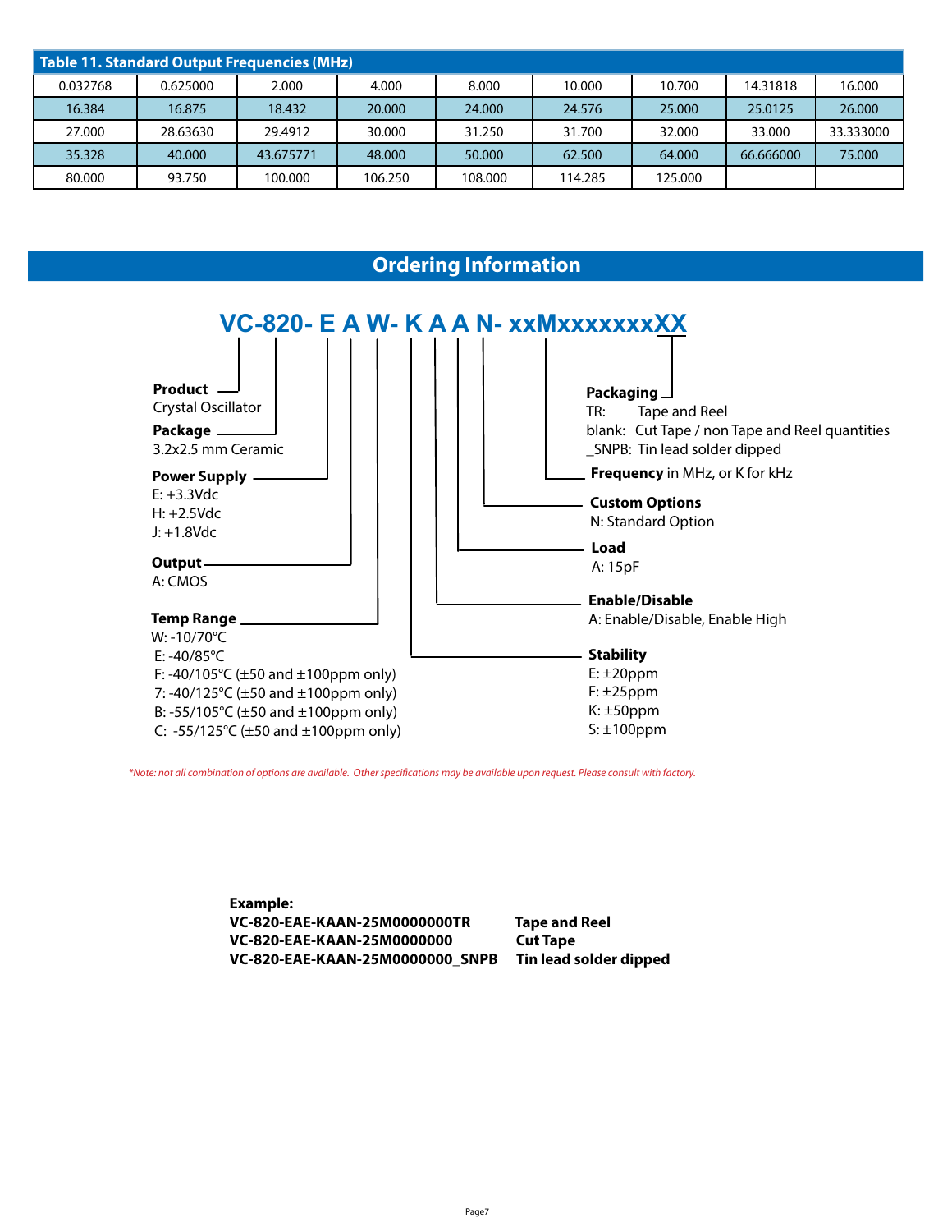| Table 11. Standard Output Frequencies (MHz) | | | | | | | | |
|---|---|---|---|---|---|---|---|---|
| 0.032768 | 0.625000 | 2.000 | 4.000 | 8.000 | 10.000 | 10.700 | 14.31818 | 16.000 |
| 16.384 | 16.875 | 18.432 | 20.000 | 24.000 | 24.576 | 25.000 | 25.0125 | 26.000 |
| 27.000 | 28.63630 | 29.4912 | 30.000 | 31.250 | 31.700 | 32.000 | 33.000 | 33.333000 |
| 35.328 | 40.000 | 43.675771 | 48.000 | 50.000 | 62.500 | 64.000 | 66.666000 | 75.000 |
| 80.000 | 93.750 | 100.000 | 106.250 | 108.000 | 114.285 | 125.000 | | |

## Ordering Information

**VC-820- E A W- K A A N- xxMxxxxxxxXX**

**Product**
Crystal Oscillator

**Package**
3.2x2.5 mm Ceramic

**Power Supply**
E: +3.3Vdc
H: +2.5Vdc
J: +1.8Vdc

**Output**
A: CMOS

**Temp Range**
W: -10/70°C
E: -40/85°C
F: -40/105°C (±50 and ±100ppm only)
7: -40/125°C (±50 and ±100ppm only)
B: -55/105°C (±50 and ±100ppm only)
C: -55/125°C (±50 and ±100ppm only)

**Stability**
E: ±20ppm
F: ±25ppm
K: ±50ppm
S: ±100ppm

**Enable/Disable**
A: Enable/Disable, Enable High

**Load**
A: 15pF

**Custom Options**
N: Standard Option

**Frequency** in MHz, or K for kHz

**Packaging**
TR: Tape and Reel
blank: Cut Tape / non Tape and Reel quantities
_SNPB: Tin lead solder dipped

*\*Note: not all combination of options are available. Other specifications may be available upon request. Please consult with factory.*

**Example:**

| | |
|---|---|
| **VC-820-EAE-KAAN-25M0000000TR** | **Tape and Reel** |
| **VC-820-EAE-KAAN-25M0000000** | **Cut Tape** |
| **VC-820-EAE-KAAN-25M0000000_SNPB** | **Tin lead solder dipped** |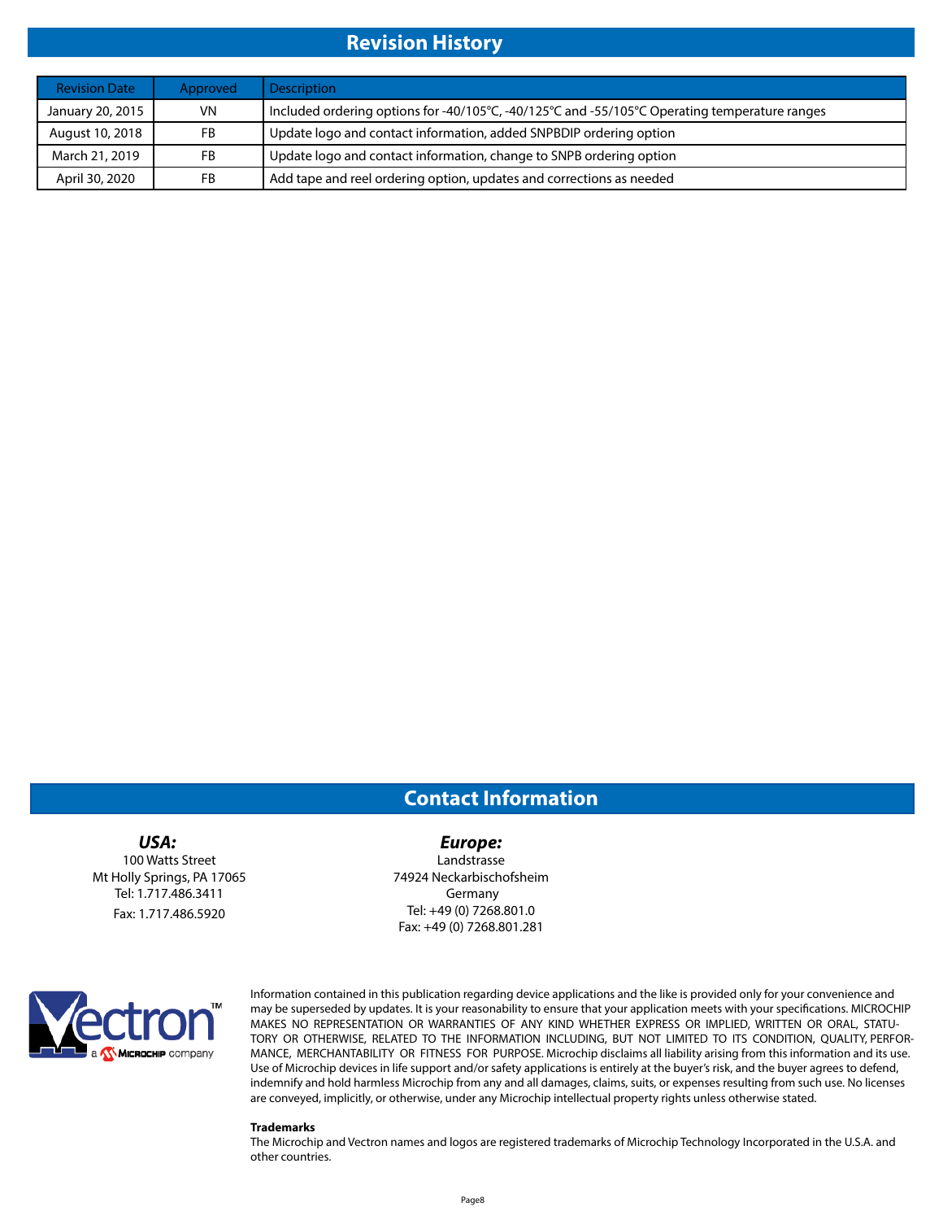## Revision History

| Revision Date | Approved | Description |
|---|---|---|
| January 20, 2015 | VN | Included ordering options for -40/105°C, -40/125°C and -55/105°C Operating temperature ranges |
| August 10, 2018 | FB | Update logo and contact information, added SNPBDIP ordering option |
| March 21, 2019 | FB | Update logo and contact information, change to SNPB ordering option |
| April 30, 2020 | FB | Add tape and reel ordering option, updates and corrections as needed |

## Contact Information

***USA:***
100 Watts Street
Mt Holly Springs, PA 17065
Tel: 1.717.486.3411
Fax: 1.717.486.5920

***Europe:***
Landstrasse
74924 Neckarbischofsheim
Germany
Tel: +49 (0) 7268.801.0
Fax: +49 (0) 7268.801.281

Vectron™ a Microchip company

Information contained in this publication regarding device applications and the like is provided only for your convenience and may be superseded by updates. It is your reasonability to ensure that your application meets with your specifications. MICROCHIP MAKES NO REPRESENTATION OR WARRANTIES OF ANY KIND WHETHER EXPRESS OR IMPLIED, WRITTEN OR ORAL, STATUTORY OR OTHERWISE, RELATED TO THE INFORMATION INCLUDING, BUT NOT LIMITED TO ITS CONDITION, QUALITY, PERFORMANCE, MERCHANTABILITY OR FITNESS FOR PURPOSE. Microchip disclaims all liability arising from this information and its use. Use of Microchip devices in life support and/or safety applications is entirely at the buyer's risk, and the buyer agrees to defend, indemnify and hold harmless Microchip from any and all damages, claims, suits, or expenses resulting from such use. No licenses are conveyed, implicitly, or otherwise, under any Microchip intellectual property rights unless otherwise stated.

**Trademarks**

The Microchip and Vectron names and logos are registered trademarks of Microchip Technology Incorporated in the U.S.A. and other countries.